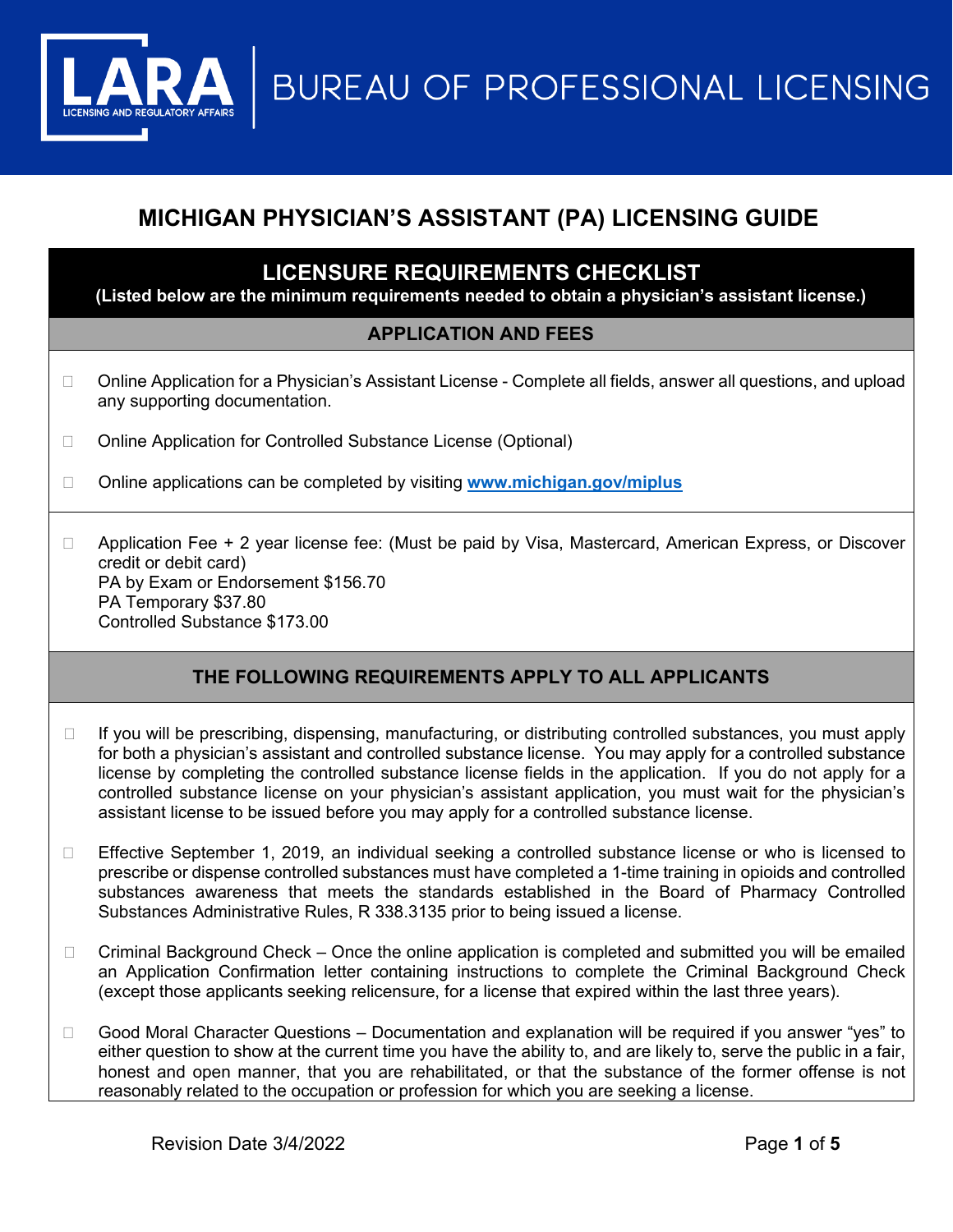LARA
LICENSING AND REGULATORY AFFAIRS

BUREAU OF PROFESSIONAL LICENSING

# MICHIGAN PHYSICIAN'S ASSISTANT (PA) LICENSING GUIDE

## LICENSURE REQUIREMENTS CHECKLIST

**(Listed below are the minimum requirements needed to obtain a physician's assistant license.)**

### APPLICATION AND FEES

- ☐ Online Application for a Physician's Assistant License - Complete all fields, answer all questions, and upload any supporting documentation.
- ☐ Online Application for Controlled Substance License (Optional)
- ☐ Online applications can be completed by visiting **[www.michigan.gov/miplus](http://www.michigan.gov/miplus)**

- ☐ Application Fee + 2 year license fee: (Must be paid by Visa, Mastercard, American Express, or Discover credit or debit card)
  PA by Exam or Endorsement $156.70
  PA Temporary $37.80
  Controlled Substance $173.00

### THE FOLLOWING REQUIREMENTS APPLY TO ALL APPLICANTS

- ☐ If you will be prescribing, dispensing, manufacturing, or distributing controlled substances, you must apply for both a physician's assistant and controlled substance license. You may apply for a controlled substance license by completing the controlled substance license fields in the application. If you do not apply for a controlled substance license on your physician's assistant application, you must wait for the physician's assistant license to be issued before you may apply for a controlled substance license.
- ☐ Effective September 1, 2019, an individual seeking a controlled substance license or who is licensed to prescribe or dispense controlled substances must have completed a 1-time training in opioids and controlled substances awareness that meets the standards established in the Board of Pharmacy Controlled Substances Administrative Rules, R 338.3135 prior to being issued a license.
- ☐ Criminal Background Check – Once the online application is completed and submitted you will be emailed an Application Confirmation letter containing instructions to complete the Criminal Background Check (except those applicants seeking relicensure, for a license that expired within the last three years).
- ☐ Good Moral Character Questions – Documentation and explanation will be required if you answer "yes" to either question to show at the current time you have the ability to, and are likely to, serve the public in a fair, honest and open manner, that you are rehabilitated, or that the substance of the former offense is not reasonably related to the occupation or profession for which you are seeking a license.

Revision Date 3/4/2022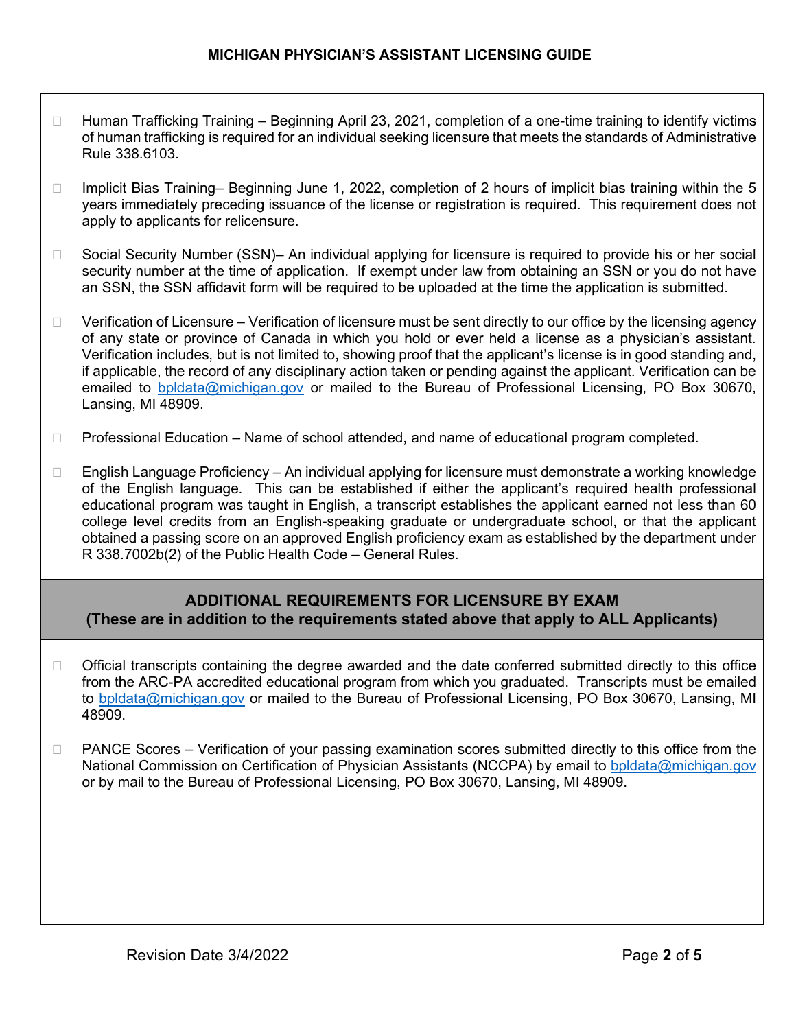- ☐ Human Trafficking Training – Beginning April 23, 2021, completion of a one-time training to identify victims of human trafficking is required for an individual seeking licensure that meets the standards of Administrative Rule 338.6103.

- ☐ Implicit Bias Training– Beginning June 1, 2022, completion of 2 hours of implicit bias training within the 5 years immediately preceding issuance of the license or registration is required. This requirement does not apply to applicants for relicensure.

- ☐ Social Security Number (SSN)– An individual applying for licensure is required to provide his or her social security number at the time of application. If exempt under law from obtaining an SSN or you do not have an SSN, the SSN affidavit form will be required to be uploaded at the time the application is submitted.

- ☐ Verification of Licensure – Verification of licensure must be sent directly to our office by the licensing agency of any state or province of Canada in which you hold or ever held a license as a physician's assistant. Verification includes, but is not limited to, showing proof that the applicant's license is in good standing and, if applicable, the record of any disciplinary action taken or pending against the applicant. Verification can be emailed to bpldata@michigan.gov or mailed to the Bureau of Professional Licensing, PO Box 30670, Lansing, MI 48909.

- ☐ Professional Education – Name of school attended, and name of educational program completed.

- ☐ English Language Proficiency – An individual applying for licensure must demonstrate a working knowledge of the English language. This can be established if either the applicant's required health professional educational program was taught in English, a transcript establishes the applicant earned not less than 60 college level credits from an English-speaking graduate or undergraduate school, or that the applicant obtained a passing score on an approved English proficiency exam as established by the department under R 338.7002b(2) of the Public Health Code – General Rules.

## ADDITIONAL REQUIREMENTS FOR LICENSURE BY EXAM

**(These are in addition to the requirements stated above that apply to ALL Applicants)**

- ☐ Official transcripts containing the degree awarded and the date conferred submitted directly to this office from the ARC-PA accredited educational program from which you graduated. Transcripts must be emailed to bpldata@michigan.gov or mailed to the Bureau of Professional Licensing, PO Box 30670, Lansing, MI 48909.

- ☐ PANCE Scores – Verification of your passing examination scores submitted directly to this office from the National Commission on Certification of Physician Assistants (NCCPA) by email to bpldata@michigan.gov or by mail to the Bureau of Professional Licensing, PO Box 30670, Lansing, MI 48909.

Revision Date 3/4/2022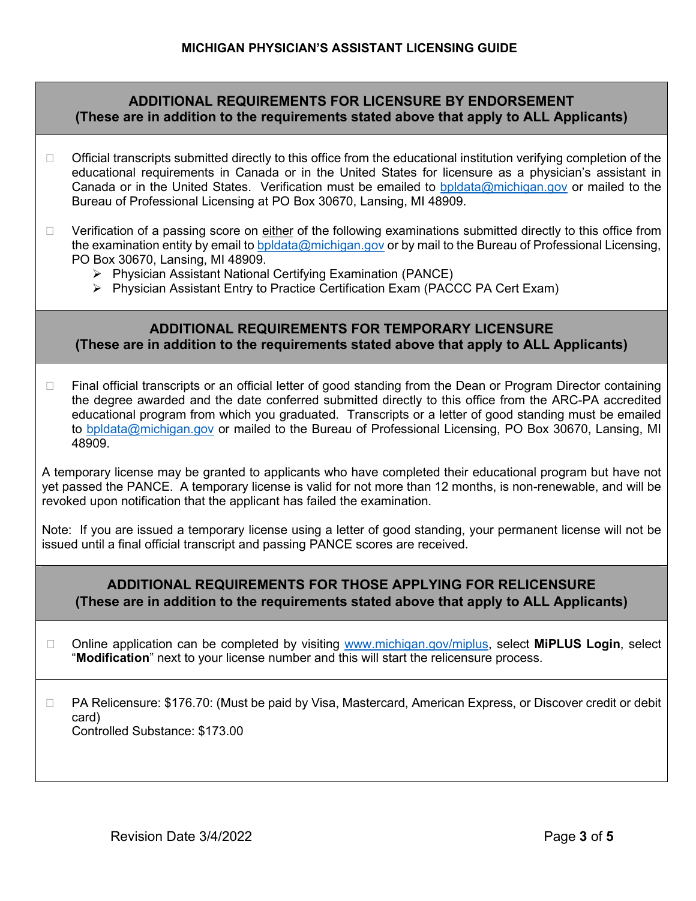## ADDITIONAL REQUIREMENTS FOR LICENSURE BY ENDORSEMENT
**(These are in addition to the requirements stated above that apply to ALL Applicants)**

- ☐ Official transcripts submitted directly to this office from the educational institution verifying completion of the educational requirements in Canada or in the United States for licensure as a physician's assistant in Canada or in the United States. Verification must be emailed to bpldata@michigan.gov or mailed to the Bureau of Professional Licensing at PO Box 30670, Lansing, MI 48909.

- ☐ Verification of a passing score on either of the following examinations submitted directly to this office from the examination entity by email to bpldata@michigan.gov or by mail to the Bureau of Professional Licensing, PO Box 30670, Lansing, MI 48909.
  - Physician Assistant National Certifying Examination (PANCE)
  - Physician Assistant Entry to Practice Certification Exam (PACCC PA Cert Exam)

## ADDITIONAL REQUIREMENTS FOR TEMPORARY LICENSURE
**(These are in addition to the requirements stated above that apply to ALL Applicants)**

- ☐ Final official transcripts or an official letter of good standing from the Dean or Program Director containing the degree awarded and the date conferred submitted directly to this office from the ARC-PA accredited educational program from which you graduated. Transcripts or a letter of good standing must be emailed to bpldata@michigan.gov or mailed to the Bureau of Professional Licensing, PO Box 30670, Lansing, MI 48909.

A temporary license may be granted to applicants who have completed their educational program but have not yet passed the PANCE. A temporary license is valid for not more than 12 months, is non-renewable, and will be revoked upon notification that the applicant has failed the examination.

Note: If you are issued a temporary license using a letter of good standing, your permanent license will not be issued until a final official transcript and passing PANCE scores are received.

## ADDITIONAL REQUIREMENTS FOR THOSE APPLYING FOR RELICENSURE
**(These are in addition to the requirements stated above that apply to ALL Applicants)**

- ☐ Online application can be completed by visiting www.michigan.gov/miplus, select **MiPLUS Login**, select "**Modification**" next to your license number and this will start the relicensure process.

- ☐ PA Relicensure: $176.70: (Must be paid by Visa, Mastercard, American Express, or Discover credit or debit card)  
  Controlled Substance: $173.00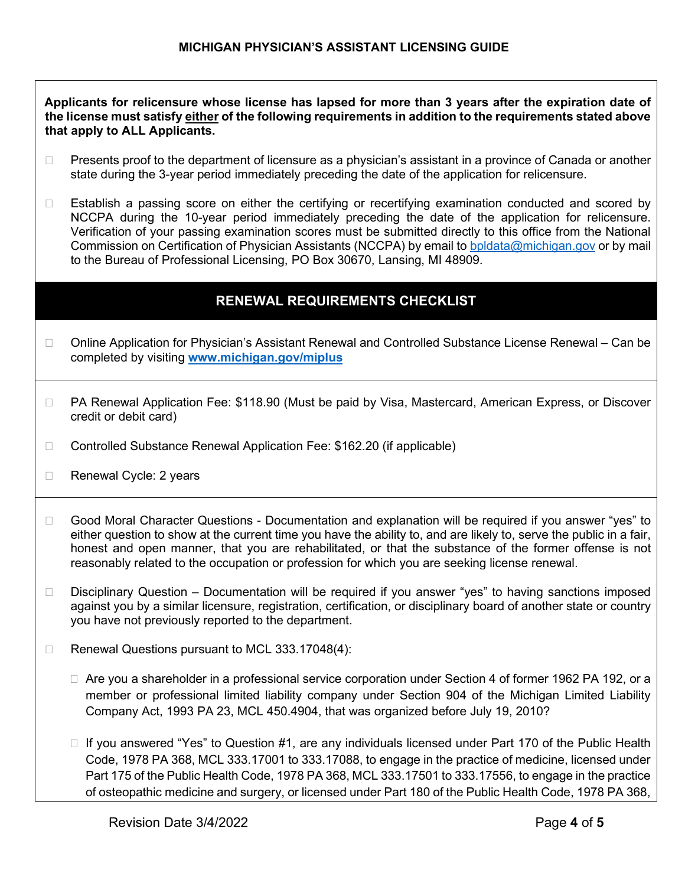**Applicants for relicensure whose license has lapsed for more than 3 years after the expiration date of the license must satisfy either of the following requirements in addition to the requirements stated above that apply to ALL Applicants.**

- ☐ Presents proof to the department of licensure as a physician's assistant in a province of Canada or another state during the 3-year period immediately preceding the date of the application for relicensure.

- ☐ Establish a passing score on either the certifying or recertifying examination conducted and scored by NCCPA during the 10-year period immediately preceding the date of the application for relicensure. Verification of your passing examination scores must be submitted directly to this office from the National Commission on Certification of Physician Assistants (NCCPA) by email to bpldata@michigan.gov or by mail to the Bureau of Professional Licensing, PO Box 30670, Lansing, MI 48909.

## RENEWAL REQUIREMENTS CHECKLIST

- ☐ Online Application for Physician's Assistant Renewal and Controlled Substance License Renewal – Can be completed by visiting **www.michigan.gov/miplus**

- ☐ PA Renewal Application Fee: $118.90 (Must be paid by Visa, Mastercard, American Express, or Discover credit or debit card)

- ☐ Controlled Substance Renewal Application Fee: $162.20 (if applicable)

- ☐ Renewal Cycle: 2 years

- ☐ Good Moral Character Questions - Documentation and explanation will be required if you answer "yes" to either question to show at the current time you have the ability to, and are likely to, serve the public in a fair, honest and open manner, that you are rehabilitated, or that the substance of the former offense is not reasonably related to the occupation or profession for which you are seeking license renewal.

- ☐ Disciplinary Question – Documentation will be required if you answer "yes" to having sanctions imposed against you by a similar licensure, registration, certification, or disciplinary board of another state or country you have not previously reported to the department.

- ☐ Renewal Questions pursuant to MCL 333.17048(4):

  - ☐ Are you a shareholder in a professional service corporation under Section 4 of former 1962 PA 192, or a member or professional limited liability company under Section 904 of the Michigan Limited Liability Company Act, 1993 PA 23, MCL 450.4904, that was organized before July 19, 2010?

  - ☐ If you answered "Yes" to Question #1, are any individuals licensed under Part 170 of the Public Health Code, 1978 PA 368, MCL 333.17001 to 333.17088, to engage in the practice of medicine, licensed under Part 175 of the Public Health Code, 1978 PA 368, MCL 333.17501 to 333.17556, to engage in the practice of osteopathic medicine and surgery, or licensed under Part 180 of the Public Health Code, 1978 PA 368,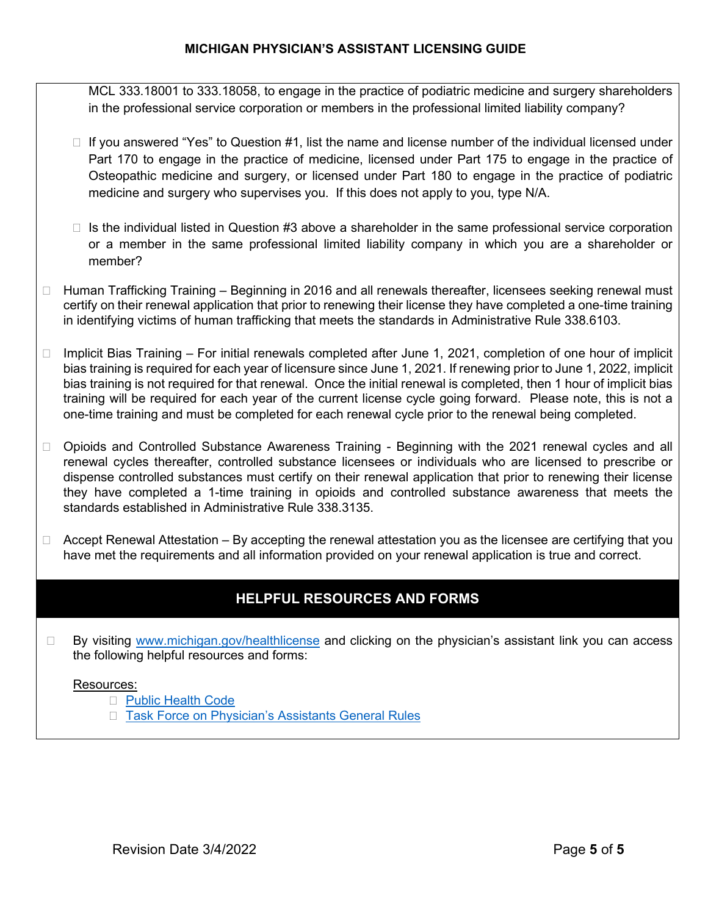MCL 333.18001 to 333.18058, to engage in the practice of podiatric medicine and surgery shareholders in the professional service corporation or members in the professional limited liability company?

  - If you answered "Yes" to Question #1, list the name and license number of the individual licensed under Part 170 to engage in the practice of medicine, licensed under Part 175 to engage in the practice of Osteopathic medicine and surgery, or licensed under Part 180 to engage in the practice of podiatric medicine and surgery who supervises you. If this does not apply to you, type N/A.

  - Is the individual listed in Question #3 above a shareholder in the same professional service corporation or a member in the same professional limited liability company in which you are a shareholder or member?

- Human Trafficking Training – Beginning in 2016 and all renewals thereafter, licensees seeking renewal must certify on their renewal application that prior to renewing their license they have completed a one-time training in identifying victims of human trafficking that meets the standards in Administrative Rule 338.6103.

- Implicit Bias Training – For initial renewals completed after June 1, 2021, completion of one hour of implicit bias training is required for each year of licensure since June 1, 2021. If renewing prior to June 1, 2022, implicit bias training is not required for that renewal. Once the initial renewal is completed, then 1 hour of implicit bias training will be required for each year of the current license cycle going forward. Please note, this is not a one-time training and must be completed for each renewal cycle prior to the renewal being completed.

- Opioids and Controlled Substance Awareness Training - Beginning with the 2021 renewal cycles and all renewal cycles thereafter, controlled substance licensees or individuals who are licensed to prescribe or dispense controlled substances must certify on their renewal application that prior to renewing their license they have completed a 1-time training in opioids and controlled substance awareness that meets the standards established in Administrative Rule 338.3135.

- Accept Renewal Attestation – By accepting the renewal attestation you as the licensee are certifying that you have met the requirements and all information provided on your renewal application is true and correct.

## HELPFUL RESOURCES AND FORMS

- By visiting www.michigan.gov/healthlicense and clicking on the physician's assistant link you can access the following helpful resources and forms:

  Resources:
  - Public Health Code
  - Task Force on Physician's Assistants General Rules

Revision Date 3/4/2022